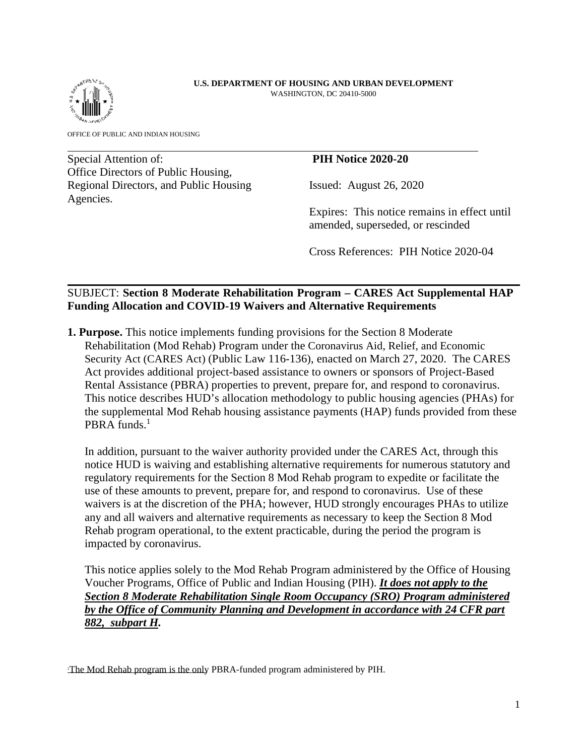**U.S. DEPARTMENT OF HOUSING AND URBAN DEVELOPMENT**
WASHINGTON, DC 20410-5000

OFFICE OF PUBLIC AND INDIAN HOUSING

Special Attention of:
Office Directors of Public Housing,
Regional Directors, and Public Housing Agencies.

**PIH Notice 2020-20**

Issued: August 26, 2020

Expires: This notice remains in effect until amended, superseded, or rescinded

Cross References: PIH Notice 2020-04

SUBJECT: **Section 8 Moderate Rehabilitation Program – CARES Act Supplemental HAP Funding Allocation and COVID-19 Waivers and Alternative Requirements**

**1. Purpose.** This notice implements funding provisions for the Section 8 Moderate Rehabilitation (Mod Rehab) Program under the Coronavirus Aid, Relief, and Economic Security Act (CARES Act) (Public Law 116-136), enacted on March 27, 2020. The CARES Act provides additional project-based assistance to owners or sponsors of Project-Based Rental Assistance (PBRA) properties to prevent, prepare for, and respond to coronavirus. This notice describes HUD's allocation methodology to public housing agencies (PHAs) for the supplemental Mod Rehab housing assistance payments (HAP) funds provided from these PBRA funds.[1]

In addition, pursuant to the waiver authority provided under the CARES Act, through this notice HUD is waiving and establishing alternative requirements for numerous statutory and regulatory requirements for the Section 8 Mod Rehab program to expedite or facilitate the use of these amounts to prevent, prepare for, and respond to coronavirus. Use of these waivers is at the discretion of the PHA; however, HUD strongly encourages PHAs to utilize any and all waivers and alternative requirements as necessary to keep the Section 8 Mod Rehab program operational, to the extent practicable, during the period the program is impacted by coronavirus.

This notice applies solely to the Mod Rehab Program administered by the Office of Housing Voucher Programs, Office of Public and Indian Housing (PIH). ***It does not apply to the Section 8 Moderate Rehabilitation Single Room Occupancy (SRO) Program administered by the Office of Community Planning and Development in accordance with 24 CFR part 882, subpart H.***

[1] The Mod Rehab program is the only PBRA-funded program administered by PIH.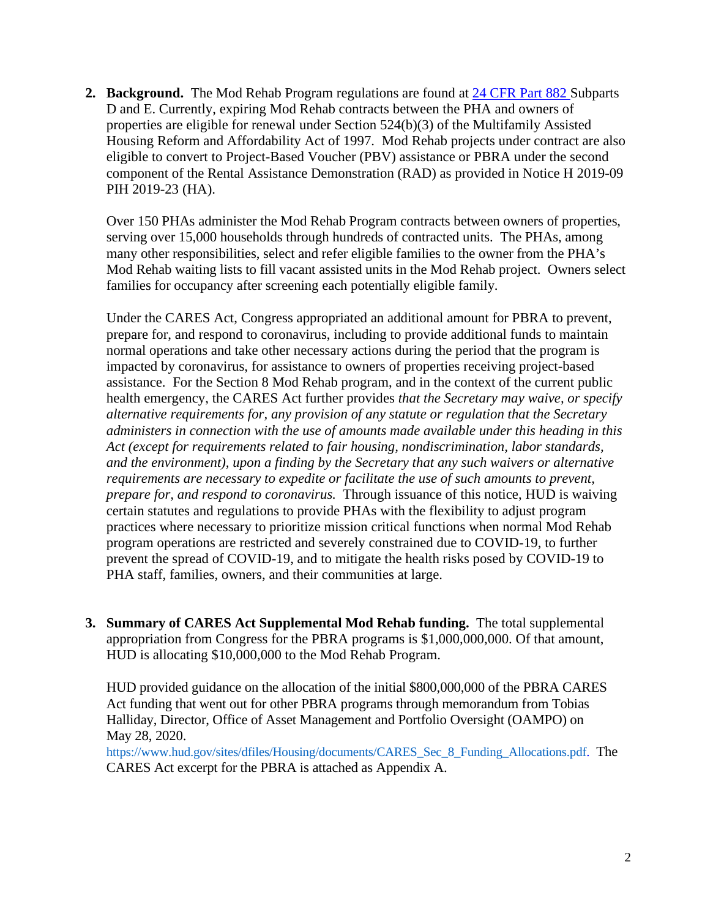2. **Background.** The Mod Rehab Program regulations are found at [24 CFR Part 882](24 CFR Part 882) Subparts D and E. Currently, expiring Mod Rehab contracts between the PHA and owners of properties are eligible for renewal under Section 524(b)(3) of the Multifamily Assisted Housing Reform and Affordability Act of 1997. Mod Rehab projects under contract are also eligible to convert to Project-Based Voucher (PBV) assistance or PBRA under the second component of the Rental Assistance Demonstration (RAD) as provided in Notice H 2019-09 PIH 2019-23 (HA).

   Over 150 PHAs administer the Mod Rehab Program contracts between owners of properties, serving over 15,000 households through hundreds of contracted units. The PHAs, among many other responsibilities, select and refer eligible families to the owner from the PHA's Mod Rehab waiting lists to fill vacant assisted units in the Mod Rehab project. Owners select families for occupancy after screening each potentially eligible family.

   Under the CARES Act, Congress appropriated an additional amount for PBRA to prevent, prepare for, and respond to coronavirus, including to provide additional funds to maintain normal operations and take other necessary actions during the period that the program is impacted by coronavirus, for assistance to owners of properties receiving project-based assistance. For the Section 8 Mod Rehab program, and in the context of the current public health emergency, the CARES Act further provides *that the Secretary may waive, or specify alternative requirements for, any provision of any statute or regulation that the Secretary administers in connection with the use of amounts made available under this heading in this Act (except for requirements related to fair housing, nondiscrimination, labor standards, and the environment), upon a finding by the Secretary that any such waivers or alternative requirements are necessary to expedite or facilitate the use of such amounts to prevent, prepare for, and respond to coronavirus.* Through issuance of this notice, HUD is waiving certain statutes and regulations to provide PHAs with the flexibility to adjust program practices where necessary to prioritize mission critical functions when normal Mod Rehab program operations are restricted and severely constrained due to COVID-19, to further prevent the spread of COVID-19, and to mitigate the health risks posed by COVID-19 to PHA staff, families, owners, and their communities at large.

3. **Summary of CARES Act Supplemental Mod Rehab funding.** The total supplemental appropriation from Congress for the PBRA programs is $1,000,000,000. Of that amount, HUD is allocating $10,000,000 to the Mod Rehab Program.

   HUD provided guidance on the allocation of the initial $800,000,000 of the PBRA CARES Act funding that went out for other PBRA programs through memorandum from Tobias Halliday, Director, Office of Asset Management and Portfolio Oversight (OAMPO) on May 28, 2020. https://www.hud.gov/sites/dfiles/Housing/documents/CARES_Sec_8_Funding_Allocations.pdf. The CARES Act excerpt for the PBRA is attached as Appendix A.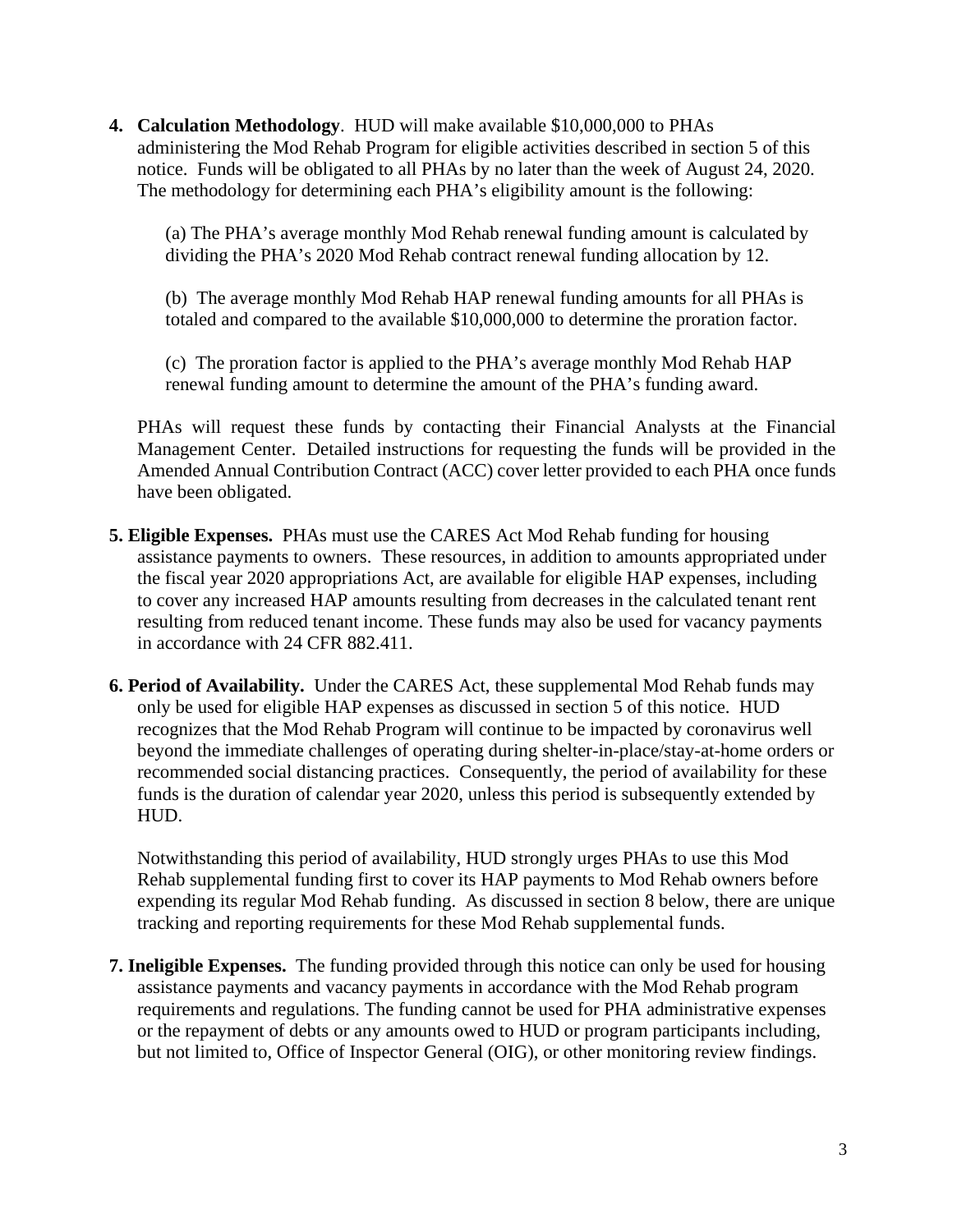4. **Calculation Methodology**. HUD will make available $10,000,000 to PHAs administering the Mod Rehab Program for eligible activities described in section 5 of this notice. Funds will be obligated to all PHAs by no later than the week of August 24, 2020. The methodology for determining each PHA's eligibility amount is the following:

   (a) The PHA's average monthly Mod Rehab renewal funding amount is calculated by dividing the PHA's 2020 Mod Rehab contract renewal funding allocation by 12.

   (b) The average monthly Mod Rehab HAP renewal funding amounts for all PHAs is totaled and compared to the available $10,000,000 to determine the proration factor.

   (c) The proration factor is applied to the PHA's average monthly Mod Rehab HAP renewal funding amount to determine the amount of the PHA's funding award.

   PHAs will request these funds by contacting their Financial Analysts at the Financial Management Center. Detailed instructions for requesting the funds will be provided in the Amended Annual Contribution Contract (ACC) cover letter provided to each PHA once funds have been obligated.

5. **Eligible Expenses.** PHAs must use the CARES Act Mod Rehab funding for housing assistance payments to owners. These resources, in addition to amounts appropriated under the fiscal year 2020 appropriations Act, are available for eligible HAP expenses, including to cover any increased HAP amounts resulting from decreases in the calculated tenant rent resulting from reduced tenant income. These funds may also be used for vacancy payments in accordance with 24 CFR 882.411.

6. **Period of Availability.** Under the CARES Act, these supplemental Mod Rehab funds may only be used for eligible HAP expenses as discussed in section 5 of this notice. HUD recognizes that the Mod Rehab Program will continue to be impacted by coronavirus well beyond the immediate challenges of operating during shelter-in-place/stay-at-home orders or recommended social distancing practices. Consequently, the period of availability for these funds is the duration of calendar year 2020, unless this period is subsequently extended by HUD.

   Notwithstanding this period of availability, HUD strongly urges PHAs to use this Mod Rehab supplemental funding first to cover its HAP payments to Mod Rehab owners before expending its regular Mod Rehab funding. As discussed in section 8 below, there are unique tracking and reporting requirements for these Mod Rehab supplemental funds.

7. **Ineligible Expenses.** The funding provided through this notice can only be used for housing assistance payments and vacancy payments in accordance with the Mod Rehab program requirements and regulations. The funding cannot be used for PHA administrative expenses or the repayment of debts or any amounts owed to HUD or program participants including, but not limited to, Office of Inspector General (OIG), or other monitoring review findings.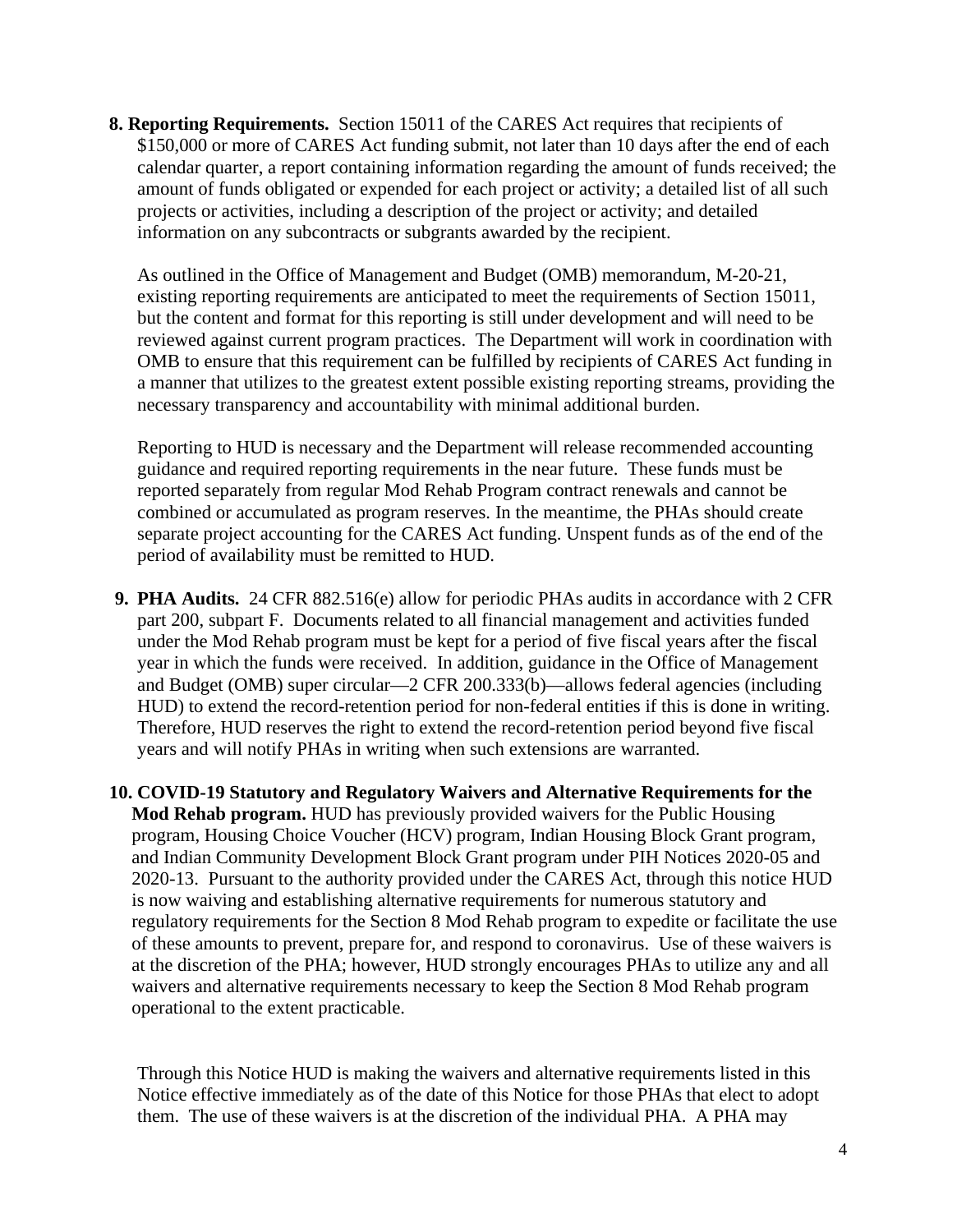**8. Reporting Requirements.** Section 15011 of the CARES Act requires that recipients of $150,000 or more of CARES Act funding submit, not later than 10 days after the end of each calendar quarter, a report containing information regarding the amount of funds received; the amount of funds obligated or expended for each project or activity; a detailed list of all such projects or activities, including a description of the project or activity; and detailed information on any subcontracts or subgrants awarded by the recipient.

As outlined in the Office of Management and Budget (OMB) memorandum, M-20-21, existing reporting requirements are anticipated to meet the requirements of Section 15011, but the content and format for this reporting is still under development and will need to be reviewed against current program practices. The Department will work in coordination with OMB to ensure that this requirement can be fulfilled by recipients of CARES Act funding in a manner that utilizes to the greatest extent possible existing reporting streams, providing the necessary transparency and accountability with minimal additional burden.

Reporting to HUD is necessary and the Department will release recommended accounting guidance and required reporting requirements in the near future. These funds must be reported separately from regular Mod Rehab Program contract renewals and cannot be combined or accumulated as program reserves. In the meantime, the PHAs should create separate project accounting for the CARES Act funding. Unspent funds as of the end of the period of availability must be remitted to HUD.

**9. PHA Audits.** 24 CFR 882.516(e) allow for periodic PHAs audits in accordance with 2 CFR part 200, subpart F. Documents related to all financial management and activities funded under the Mod Rehab program must be kept for a period of five fiscal years after the fiscal year in which the funds were received. In addition, guidance in the Office of Management and Budget (OMB) super circular—2 CFR 200.333(b)—allows federal agencies (including HUD) to extend the record-retention period for non-federal entities if this is done in writing. Therefore, HUD reserves the right to extend the record-retention period beyond five fiscal years and will notify PHAs in writing when such extensions are warranted.

**10. COVID-19 Statutory and Regulatory Waivers and Alternative Requirements for the Mod Rehab program.** HUD has previously provided waivers for the Public Housing program, Housing Choice Voucher (HCV) program, Indian Housing Block Grant program, and Indian Community Development Block Grant program under PIH Notices 2020-05 and 2020-13. Pursuant to the authority provided under the CARES Act, through this notice HUD is now waiving and establishing alternative requirements for numerous statutory and regulatory requirements for the Section 8 Mod Rehab program to expedite or facilitate the use of these amounts to prevent, prepare for, and respond to coronavirus. Use of these waivers is at the discretion of the PHA; however, HUD strongly encourages PHAs to utilize any and all waivers and alternative requirements necessary to keep the Section 8 Mod Rehab program operational to the extent practicable.

Through this Notice HUD is making the waivers and alternative requirements listed in this Notice effective immediately as of the date of this Notice for those PHAs that elect to adopt them. The use of these waivers is at the discretion of the individual PHA. A PHA may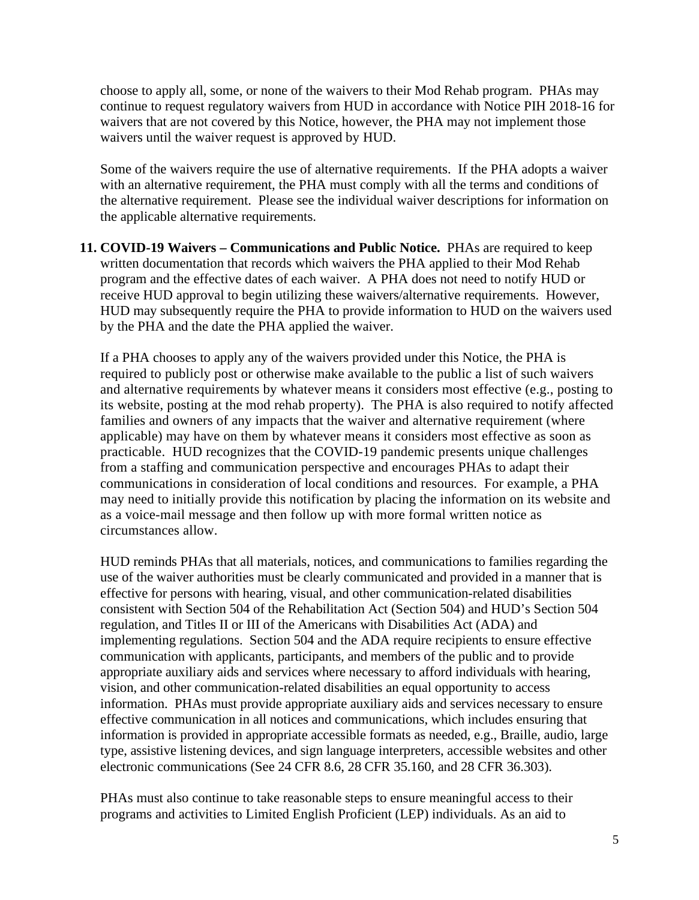choose to apply all, some, or none of the waivers to their Mod Rehab program. PHAs may continue to request regulatory waivers from HUD in accordance with Notice PIH 2018-16 for waivers that are not covered by this Notice, however, the PHA may not implement those waivers until the waiver request is approved by HUD.

Some of the waivers require the use of alternative requirements. If the PHA adopts a waiver with an alternative requirement, the PHA must comply with all the terms and conditions of the alternative requirement. Please see the individual waiver descriptions for information on the applicable alternative requirements.

11. **COVID-19 Waivers – Communications and Public Notice.** PHAs are required to keep written documentation that records which waivers the PHA applied to their Mod Rehab program and the effective dates of each waiver. A PHA does not need to notify HUD or receive HUD approval to begin utilizing these waivers/alternative requirements. However, HUD may subsequently require the PHA to provide information to HUD on the waivers used by the PHA and the date the PHA applied the waiver.

   If a PHA chooses to apply any of the waivers provided under this Notice, the PHA is required to publicly post or otherwise make available to the public a list of such waivers and alternative requirements by whatever means it considers most effective (e.g., posting to its website, posting at the mod rehab property). The PHA is also required to notify affected families and owners of any impacts that the waiver and alternative requirement (where applicable) may have on them by whatever means it considers most effective as soon as practicable. HUD recognizes that the COVID-19 pandemic presents unique challenges from a staffing and communication perspective and encourages PHAs to adapt their communications in consideration of local conditions and resources. For example, a PHA may need to initially provide this notification by placing the information on its website and as a voice-mail message and then follow up with more formal written notice as circumstances allow.

   HUD reminds PHAs that all materials, notices, and communications to families regarding the use of the waiver authorities must be clearly communicated and provided in a manner that is effective for persons with hearing, visual, and other communication-related disabilities consistent with Section 504 of the Rehabilitation Act (Section 504) and HUD's Section 504 regulation, and Titles II or III of the Americans with Disabilities Act (ADA) and implementing regulations. Section 504 and the ADA require recipients to ensure effective communication with applicants, participants, and members of the public and to provide appropriate auxiliary aids and services where necessary to afford individuals with hearing, vision, and other communication-related disabilities an equal opportunity to access information. PHAs must provide appropriate auxiliary aids and services necessary to ensure effective communication in all notices and communications, which includes ensuring that information is provided in appropriate accessible formats as needed, e.g., Braille, audio, large type, assistive listening devices, and sign language interpreters, accessible websites and other electronic communications (See 24 CFR 8.6, 28 CFR 35.160, and 28 CFR 36.303).

   PHAs must also continue to take reasonable steps to ensure meaningful access to their programs and activities to Limited English Proficient (LEP) individuals. As an aid to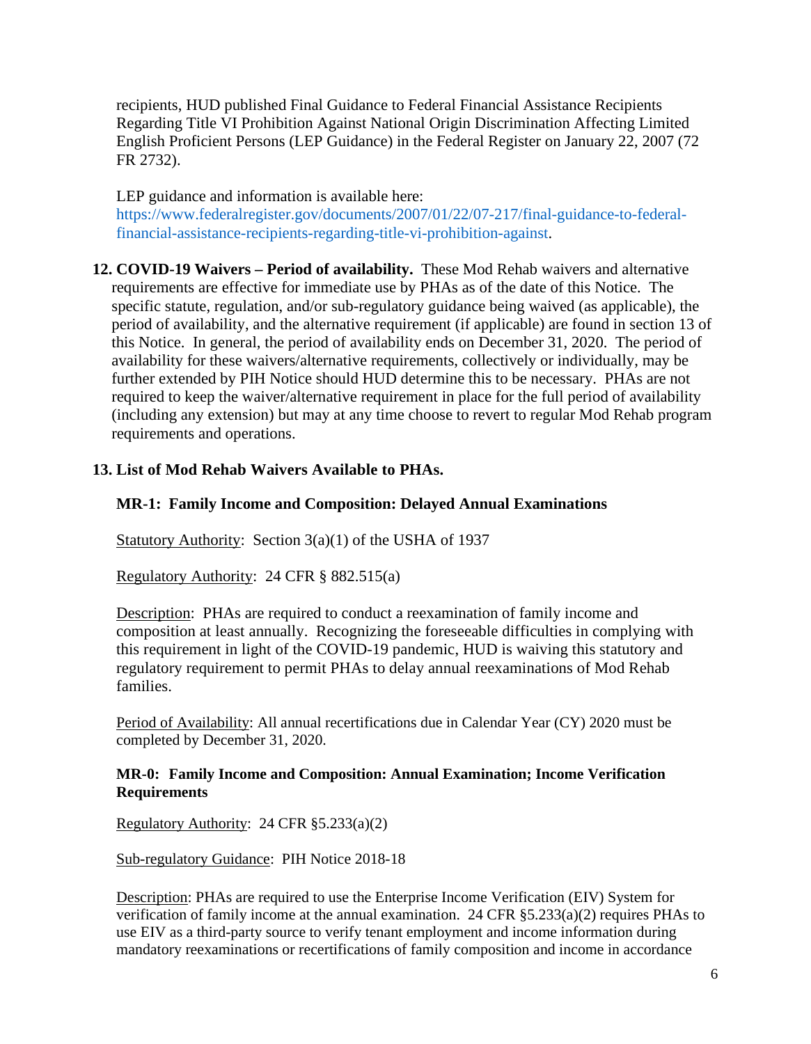recipients, HUD published Final Guidance to Federal Financial Assistance Recipients Regarding Title VI Prohibition Against National Origin Discrimination Affecting Limited English Proficient Persons (LEP Guidance) in the Federal Register on January 22, 2007 (72 FR 2732).

LEP guidance and information is available here: https://www.federalregister.gov/documents/2007/01/22/07-217/final-guidance-to-federal-financial-assistance-recipients-regarding-title-vi-prohibition-against.

12. **COVID-19 Waivers – Period of availability.** These Mod Rehab waivers and alternative requirements are effective for immediate use by PHAs as of the date of this Notice. The specific statute, regulation, and/or sub-regulatory guidance being waived (as applicable), the period of availability, and the alternative requirement (if applicable) are found in section 13 of this Notice. In general, the period of availability ends on December 31, 2020. The period of availability for these waivers/alternative requirements, collectively or individually, may be further extended by PIH Notice should HUD determine this to be necessary. PHAs are not required to keep the waiver/alternative requirement in place for the full period of availability (including any extension) but may at any time choose to revert to regular Mod Rehab program requirements and operations.

13. **List of Mod Rehab Waivers Available to PHAs.**

**MR-1: Family Income and Composition: Delayed Annual Examinations**

Statutory Authority: Section 3(a)(1) of the USHA of 1937

Regulatory Authority: 24 CFR § 882.515(a)

Description: PHAs are required to conduct a reexamination of family income and composition at least annually. Recognizing the foreseeable difficulties in complying with this requirement in light of the COVID-19 pandemic, HUD is waiving this statutory and regulatory requirement to permit PHAs to delay annual reexaminations of Mod Rehab families.

Period of Availability: All annual recertifications due in Calendar Year (CY) 2020 must be completed by December 31, 2020.

**MR-0: Family Income and Composition: Annual Examination; Income Verification Requirements**

Regulatory Authority: 24 CFR §5.233(a)(2)

Sub-regulatory Guidance: PIH Notice 2018-18

Description: PHAs are required to use the Enterprise Income Verification (EIV) System for verification of family income at the annual examination. 24 CFR §5.233(a)(2) requires PHAs to use EIV as a third-party source to verify tenant employment and income information during mandatory reexaminations or recertifications of family composition and income in accordance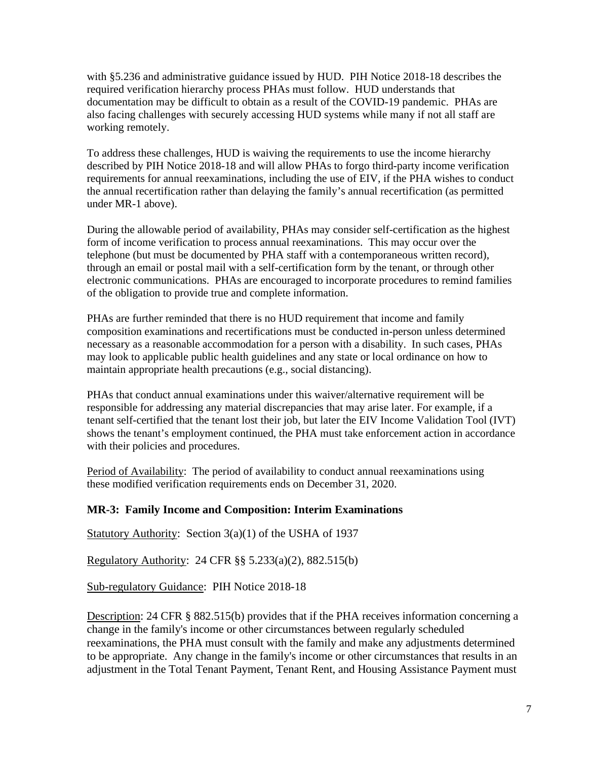with §5.236 and administrative guidance issued by HUD. PIH Notice 2018-18 describes the required verification hierarchy process PHAs must follow. HUD understands that documentation may be difficult to obtain as a result of the COVID-19 pandemic. PHAs are also facing challenges with securely accessing HUD systems while many if not all staff are working remotely.

To address these challenges, HUD is waiving the requirements to use the income hierarchy described by PIH Notice 2018-18 and will allow PHAs to forgo third-party income verification requirements for annual reexaminations, including the use of EIV, if the PHA wishes to conduct the annual recertification rather than delaying the family's annual recertification (as permitted under MR-1 above).

During the allowable period of availability, PHAs may consider self-certification as the highest form of income verification to process annual reexaminations. This may occur over the telephone (but must be documented by PHA staff with a contemporaneous written record), through an email or postal mail with a self-certification form by the tenant, or through other electronic communications. PHAs are encouraged to incorporate procedures to remind families of the obligation to provide true and complete information.

PHAs are further reminded that there is no HUD requirement that income and family composition examinations and recertifications must be conducted in-person unless determined necessary as a reasonable accommodation for a person with a disability. In such cases, PHAs may look to applicable public health guidelines and any state or local ordinance on how to maintain appropriate health precautions (e.g., social distancing).

PHAs that conduct annual examinations under this waiver/alternative requirement will be responsible for addressing any material discrepancies that may arise later. For example, if a tenant self-certified that the tenant lost their job, but later the EIV Income Validation Tool (IVT) shows the tenant's employment continued, the PHA must take enforcement action in accordance with their policies and procedures.

Period of Availability: The period of availability to conduct annual reexaminations using these modified verification requirements ends on December 31, 2020.

### MR-3: Family Income and Composition: Interim Examinations

Statutory Authority: Section 3(a)(1) of the USHA of 1937

Regulatory Authority: 24 CFR §§ 5.233(a)(2), 882.515(b)

Sub-regulatory Guidance: PIH Notice 2018-18

Description: 24 CFR § 882.515(b) provides that if the PHA receives information concerning a change in the family's income or other circumstances between regularly scheduled reexaminations, the PHA must consult with the family and make any adjustments determined to be appropriate. Any change in the family's income or other circumstances that results in an adjustment in the Total Tenant Payment, Tenant Rent, and Housing Assistance Payment must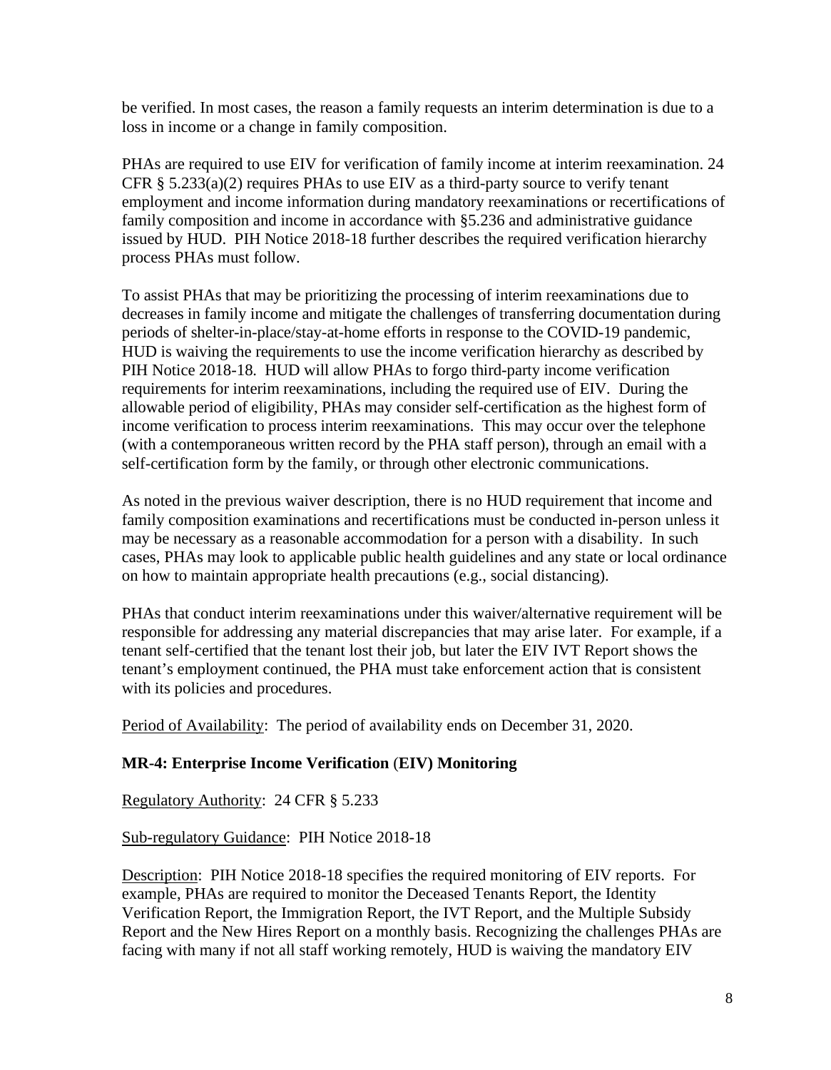be verified. In most cases, the reason a family requests an interim determination is due to a loss in income or a change in family composition.

PHAs are required to use EIV for verification of family income at interim reexamination. 24 CFR § 5.233(a)(2) requires PHAs to use EIV as a third-party source to verify tenant employment and income information during mandatory reexaminations or recertifications of family composition and income in accordance with §5.236 and administrative guidance issued by HUD. PIH Notice 2018-18 further describes the required verification hierarchy process PHAs must follow.

To assist PHAs that may be prioritizing the processing of interim reexaminations due to decreases in family income and mitigate the challenges of transferring documentation during periods of shelter-in-place/stay-at-home efforts in response to the COVID-19 pandemic, HUD is waiving the requirements to use the income verification hierarchy as described by PIH Notice 2018-18. HUD will allow PHAs to forgo third-party income verification requirements for interim reexaminations, including the required use of EIV. During the allowable period of eligibility, PHAs may consider self-certification as the highest form of income verification to process interim reexaminations. This may occur over the telephone (with a contemporaneous written record by the PHA staff person), through an email with a self-certification form by the family, or through other electronic communications.

As noted in the previous waiver description, there is no HUD requirement that income and family composition examinations and recertifications must be conducted in-person unless it may be necessary as a reasonable accommodation for a person with a disability. In such cases, PHAs may look to applicable public health guidelines and any state or local ordinance on how to maintain appropriate health precautions (e.g., social distancing).

PHAs that conduct interim reexaminations under this waiver/alternative requirement will be responsible for addressing any material discrepancies that may arise later. For example, if a tenant self-certified that the tenant lost their job, but later the EIV IVT Report shows the tenant's employment continued, the PHA must take enforcement action that is consistent with its policies and procedures.

Period of Availability: The period of availability ends on December 31, 2020.

**MR-4: Enterprise Income Verification (EIV) Monitoring**

Regulatory Authority: 24 CFR § 5.233

Sub-regulatory Guidance: PIH Notice 2018-18

Description: PIH Notice 2018-18 specifies the required monitoring of EIV reports. For example, PHAs are required to monitor the Deceased Tenants Report, the Identity Verification Report, the Immigration Report, the IVT Report, and the Multiple Subsidy Report and the New Hires Report on a monthly basis. Recognizing the challenges PHAs are facing with many if not all staff working remotely, HUD is waiving the mandatory EIV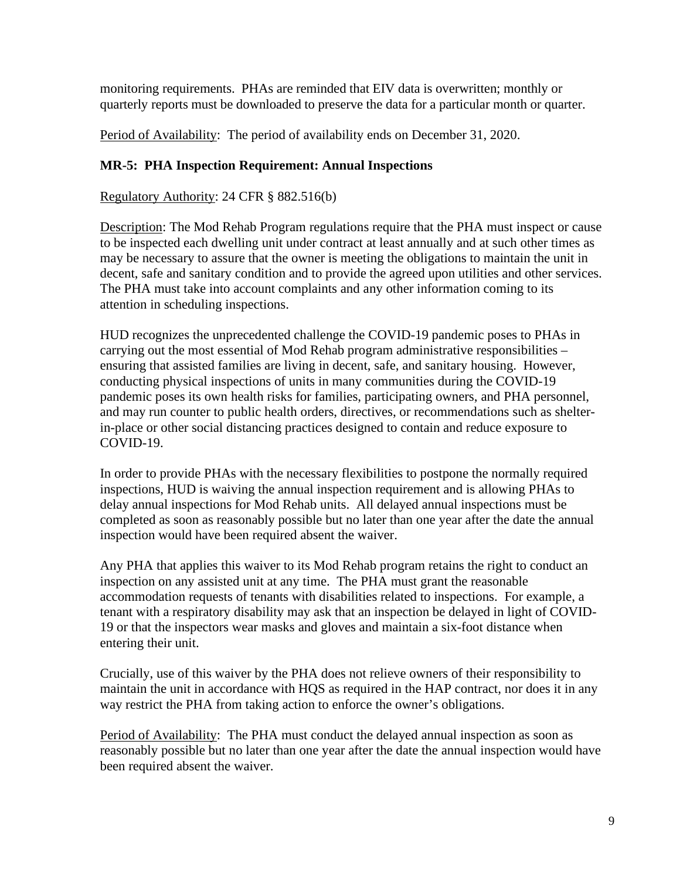monitoring requirements. PHAs are reminded that EIV data is overwritten; monthly or quarterly reports must be downloaded to preserve the data for a particular month or quarter.

Period of Availability: The period of availability ends on December 31, 2020.

**MR-5: PHA Inspection Requirement: Annual Inspections**

Regulatory Authority: 24 CFR § 882.516(b)

Description: The Mod Rehab Program regulations require that the PHA must inspect or cause to be inspected each dwelling unit under contract at least annually and at such other times as may be necessary to assure that the owner is meeting the obligations to maintain the unit in decent, safe and sanitary condition and to provide the agreed upon utilities and other services. The PHA must take into account complaints and any other information coming to its attention in scheduling inspections.

HUD recognizes the unprecedented challenge the COVID-19 pandemic poses to PHAs in carrying out the most essential of Mod Rehab program administrative responsibilities – ensuring that assisted families are living in decent, safe, and sanitary housing. However, conducting physical inspections of units in many communities during the COVID-19 pandemic poses its own health risks for families, participating owners, and PHA personnel, and may run counter to public health orders, directives, or recommendations such as shelter-in-place or other social distancing practices designed to contain and reduce exposure to COVID-19.

In order to provide PHAs with the necessary flexibilities to postpone the normally required inspections, HUD is waiving the annual inspection requirement and is allowing PHAs to delay annual inspections for Mod Rehab units. All delayed annual inspections must be completed as soon as reasonably possible but no later than one year after the date the annual inspection would have been required absent the waiver.

Any PHA that applies this waiver to its Mod Rehab program retains the right to conduct an inspection on any assisted unit at any time. The PHA must grant the reasonable accommodation requests of tenants with disabilities related to inspections. For example, a tenant with a respiratory disability may ask that an inspection be delayed in light of COVID-19 or that the inspectors wear masks and gloves and maintain a six-foot distance when entering their unit.

Crucially, use of this waiver by the PHA does not relieve owners of their responsibility to maintain the unit in accordance with HQS as required in the HAP contract, nor does it in any way restrict the PHA from taking action to enforce the owner's obligations.

Period of Availability: The PHA must conduct the delayed annual inspection as soon as reasonably possible but no later than one year after the date the annual inspection would have been required absent the waiver.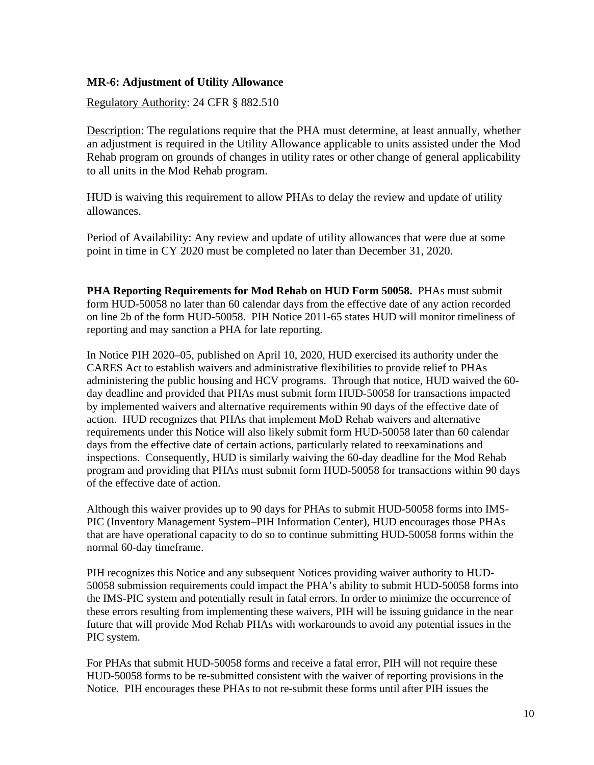### MR-6: Adjustment of Utility Allowance

Regulatory Authority: 24 CFR § 882.510

Description: The regulations require that the PHA must determine, at least annually, whether an adjustment is required in the Utility Allowance applicable to units assisted under the Mod Rehab program on grounds of changes in utility rates or other change of general applicability to all units in the Mod Rehab program.

HUD is waiving this requirement to allow PHAs to delay the review and update of utility allowances.

Period of Availability: Any review and update of utility allowances that were due at some point in time in CY 2020 must be completed no later than December 31, 2020.

**PHA Reporting Requirements for Mod Rehab on HUD Form 50058.** PHAs must submit form HUD-50058 no later than 60 calendar days from the effective date of any action recorded on line 2b of the form HUD-50058. PIH Notice 2011-65 states HUD will monitor timeliness of reporting and may sanction a PHA for late reporting.

In Notice PIH 2020–05, published on April 10, 2020, HUD exercised its authority under the CARES Act to establish waivers and administrative flexibilities to provide relief to PHAs administering the public housing and HCV programs. Through that notice, HUD waived the 60-day deadline and provided that PHAs must submit form HUD-50058 for transactions impacted by implemented waivers and alternative requirements within 90 days of the effective date of action. HUD recognizes that PHAs that implement MoD Rehab waivers and alternative requirements under this Notice will also likely submit form HUD-50058 later than 60 calendar days from the effective date of certain actions, particularly related to reexaminations and inspections. Consequently, HUD is similarly waiving the 60-day deadline for the Mod Rehab program and providing that PHAs must submit form HUD-50058 for transactions within 90 days of the effective date of action.

Although this waiver provides up to 90 days for PHAs to submit HUD-50058 forms into IMS-PIC (Inventory Management System–PIH Information Center), HUD encourages those PHAs that are have operational capacity to do so to continue submitting HUD-50058 forms within the normal 60-day timeframe.

PIH recognizes this Notice and any subsequent Notices providing waiver authority to HUD-50058 submission requirements could impact the PHA's ability to submit HUD-50058 forms into the IMS-PIC system and potentially result in fatal errors. In order to minimize the occurrence of these errors resulting from implementing these waivers, PIH will be issuing guidance in the near future that will provide Mod Rehab PHAs with workarounds to avoid any potential issues in the PIC system.

For PHAs that submit HUD-50058 forms and receive a fatal error, PIH will not require these HUD-50058 forms to be re-submitted consistent with the waiver of reporting provisions in the Notice. PIH encourages these PHAs to not re-submit these forms until after PIH issues the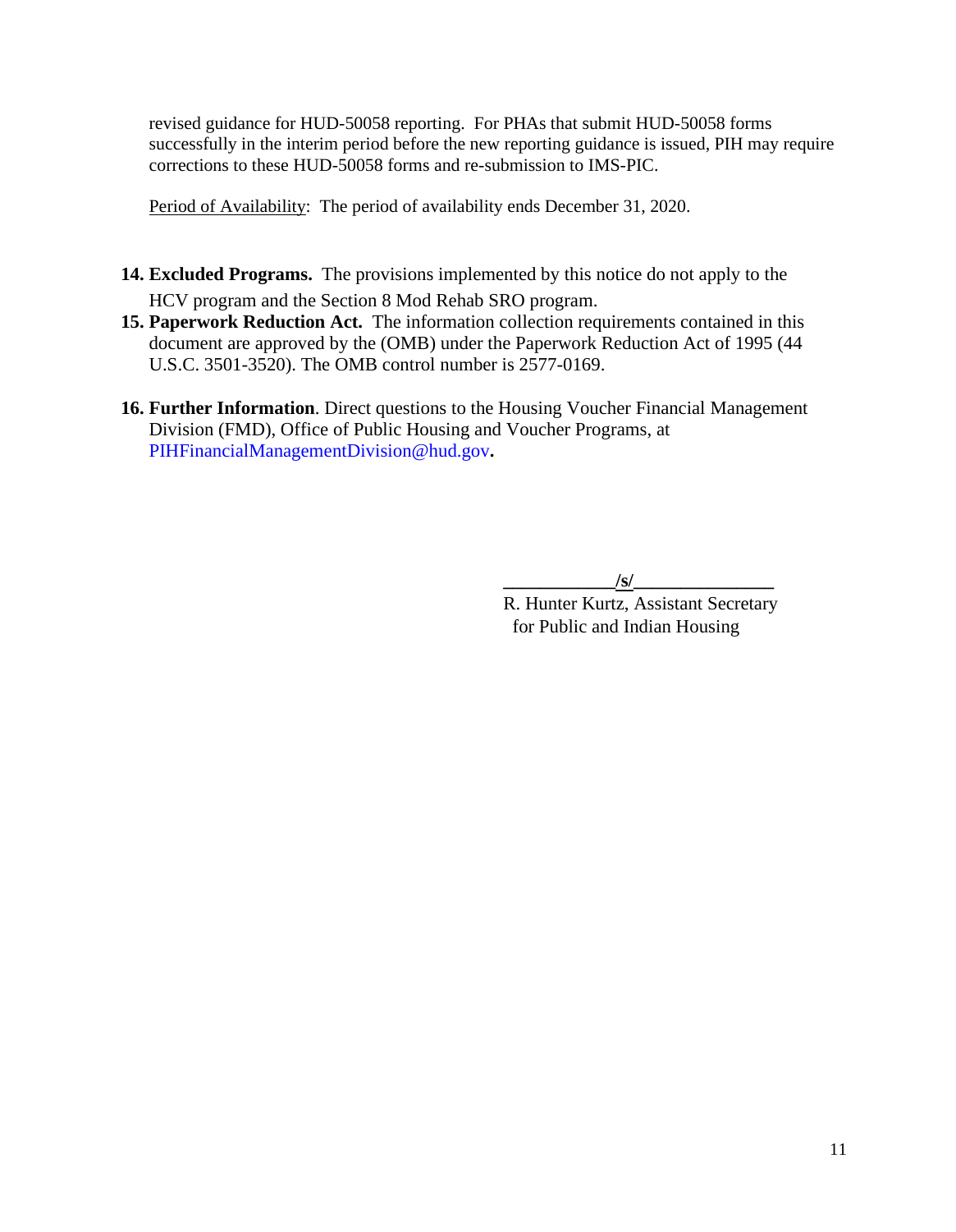revised guidance for HUD-50058 reporting. For PHAs that submit HUD-50058 forms successfully in the interim period before the new reporting guidance is issued, PIH may require corrections to these HUD-50058 forms and re-submission to IMS-PIC.

Period of Availability: The period of availability ends December 31, 2020.

14. **Excluded Programs.** The provisions implemented by this notice do not apply to the HCV program and the Section 8 Mod Rehab SRO program.
15. **Paperwork Reduction Act.** The information collection requirements contained in this document are approved by the (OMB) under the Paperwork Reduction Act of 1995 (44 U.S.C. 3501-3520). The OMB control number is 2577-0169.
16. **Further Information**. Direct questions to the Housing Voucher Financial Management Division (FMD), Office of Public Housing and Voucher Programs, at PIHFinancialManagementDivision@hud.gov.

/s/

R. Hunter Kurtz, Assistant Secretary
for Public and Indian Housing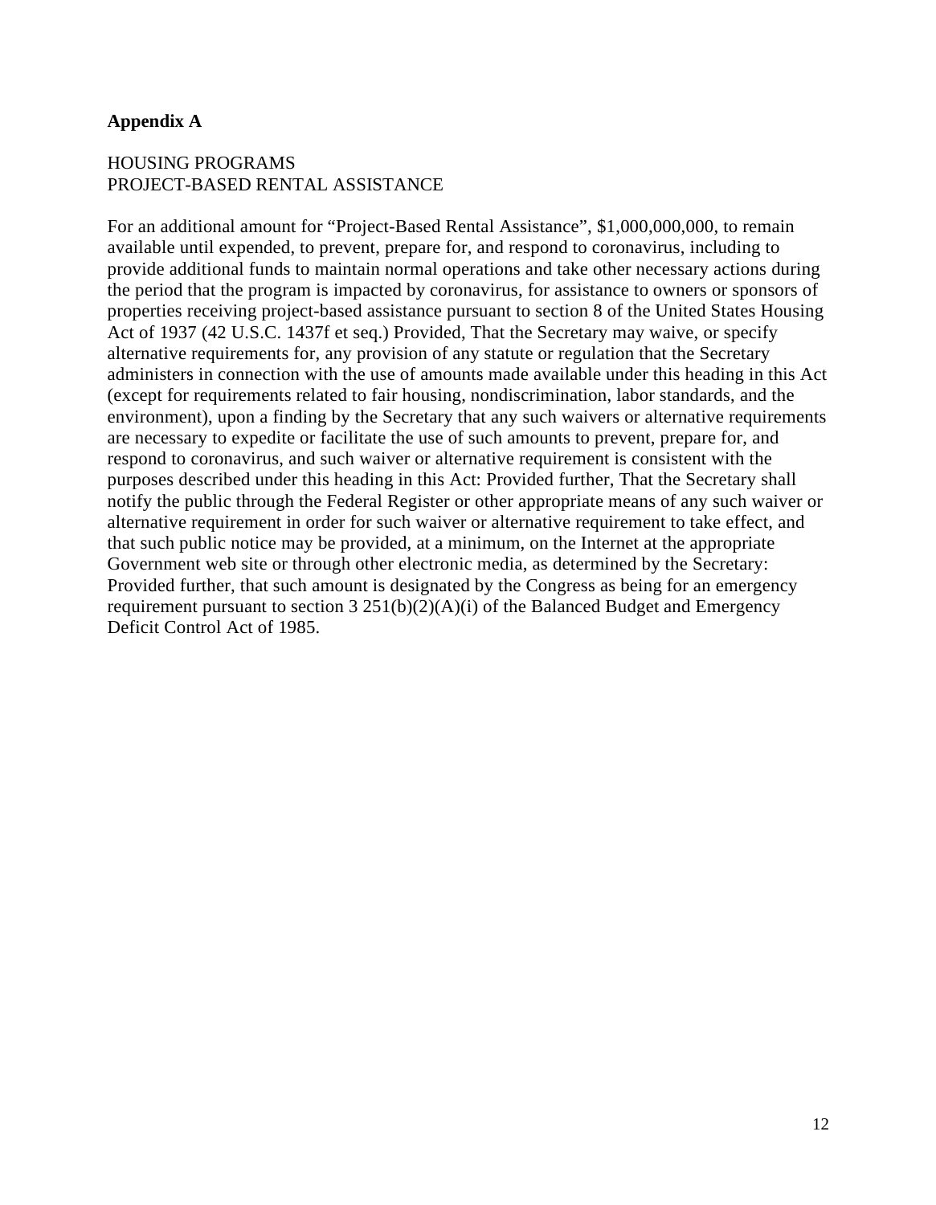**Appendix A**

HOUSING PROGRAMS
PROJECT-BASED RENTAL ASSISTANCE

For an additional amount for "Project-Based Rental Assistance", $1,000,000,000, to remain available until expended, to prevent, prepare for, and respond to coronavirus, including to provide additional funds to maintain normal operations and take other necessary actions during the period that the program is impacted by coronavirus, for assistance to owners or sponsors of properties receiving project-based assistance pursuant to section 8 of the United States Housing Act of 1937 (42 U.S.C. 1437f et seq.) Provided, That the Secretary may waive, or specify alternative requirements for, any provision of any statute or regulation that the Secretary administers in connection with the use of amounts made available under this heading in this Act (except for requirements related to fair housing, nondiscrimination, labor standards, and the environment), upon a finding by the Secretary that any such waivers or alternative requirements are necessary to expedite or facilitate the use of such amounts to prevent, prepare for, and respond to coronavirus, and such waiver or alternative requirement is consistent with the purposes described under this heading in this Act: Provided further, That the Secretary shall notify the public through the Federal Register or other appropriate means of any such waiver or alternative requirement in order for such waiver or alternative requirement to take effect, and that such public notice may be provided, at a minimum, on the Internet at the appropriate Government web site or through other electronic media, as determined by the Secretary: Provided further, that such amount is designated by the Congress as being for an emergency requirement pursuant to section 3 251(b)(2)(A)(i) of the Balanced Budget and Emergency Deficit Control Act of 1985.